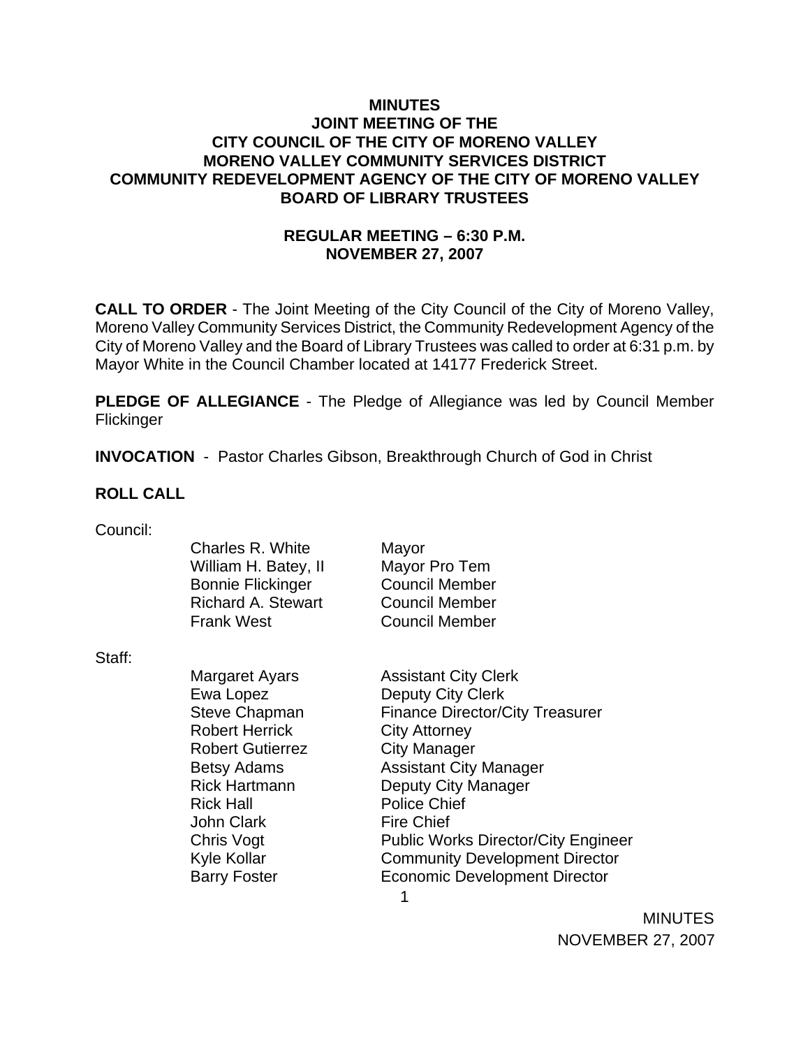# MINUTES
## JOINT MEETING OF THE
## CITY COUNCIL OF THE CITY OF MORENO VALLEY
## MORENO VALLEY COMMUNITY SERVICES DISTRICT
## COMMUNITY REDEVELOPMENT AGENCY OF THE CITY OF MORENO VALLEY
## BOARD OF LIBRARY TRUSTEES

### REGULAR MEETING – 6:30 P.M.
### NOVEMBER 27, 2007

**CALL TO ORDER** - The Joint Meeting of the City Council of the City of Moreno Valley, Moreno Valley Community Services District, the Community Redevelopment Agency of the City of Moreno Valley and the Board of Library Trustees was called to order at 6:31 p.m. by Mayor White in the Council Chamber located at 14177 Frederick Street.

**PLEDGE OF ALLEGIANCE** - The Pledge of Allegiance was led by Council Member Flickinger

**INVOCATION** - Pastor Charles Gibson, Breakthrough Church of God in Christ

**ROLL CALL**

Council:

| | |
|---|---|
| Charles R. White | Mayor |
| William H. Batey, II | Mayor Pro Tem |
| Bonnie Flickinger | Council Member |
| Richard A. Stewart | Council Member |
| Frank West | Council Member |

Staff:

| | |
|---|---|
| Margaret Ayars | Assistant City Clerk |
| Ewa Lopez | Deputy City Clerk |
| Steve Chapman | Finance Director/City Treasurer |
| Robert Herrick | City Attorney |
| Robert Gutierrez | City Manager |
| Betsy Adams | Assistant City Manager |
| Rick Hartmann | Deputy City Manager |
| Rick Hall | Police Chief |
| John Clark | Fire Chief |
| Chris Vogt | Public Works Director/City Engineer |
| Kyle Kollar | Community Development Director |
| Barry Foster | Economic Development Director |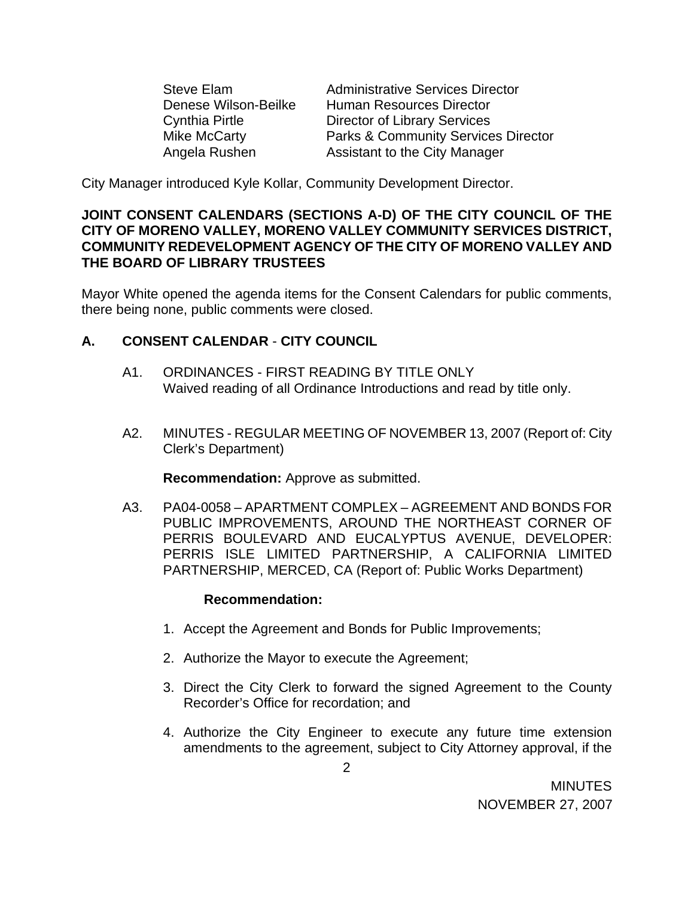| | |
|---|---|
| Steve Elam | Administrative Services Director |
| Denese Wilson-Beilke | Human Resources Director |
| Cynthia Pirtle | Director of Library Services |
| Mike McCarty | Parks & Community Services Director |
| Angela Rushen | Assistant to the City Manager |

City Manager introduced Kyle Kollar, Community Development Director.

**JOINT CONSENT CALENDARS (SECTIONS A-D) OF THE CITY COUNCIL OF THE CITY OF MORENO VALLEY, MORENO VALLEY COMMUNITY SERVICES DISTRICT, COMMUNITY REDEVELOPMENT AGENCY OF THE CITY OF MORENO VALLEY AND THE BOARD OF LIBRARY TRUSTEES**

Mayor White opened the agenda items for the Consent Calendars for public comments, there being none, public comments were closed.

## A. CONSENT CALENDAR - CITY COUNCIL

A1. ORDINANCES - FIRST READING BY TITLE ONLY
Waived reading of all Ordinance Introductions and read by title only.

A2. MINUTES - REGULAR MEETING OF NOVEMBER 13, 2007 (Report of: City Clerk's Department)

**Recommendation:** Approve as submitted.

A3. PA04-0058 – APARTMENT COMPLEX – AGREEMENT AND BONDS FOR PUBLIC IMPROVEMENTS, AROUND THE NORTHEAST CORNER OF PERRIS BOULEVARD AND EUCALYPTUS AVENUE, DEVELOPER: PERRIS ISLE LIMITED PARTNERSHIP, A CALIFORNIA LIMITED PARTNERSHIP, MERCED, CA (Report of: Public Works Department)

**Recommendation:**

1. Accept the Agreement and Bonds for Public Improvements;
2. Authorize the Mayor to execute the Agreement;
3. Direct the City Clerk to forward the signed Agreement to the County Recorder's Office for recordation; and
4. Authorize the City Engineer to execute any future time extension amendments to the agreement, subject to City Attorney approval, if the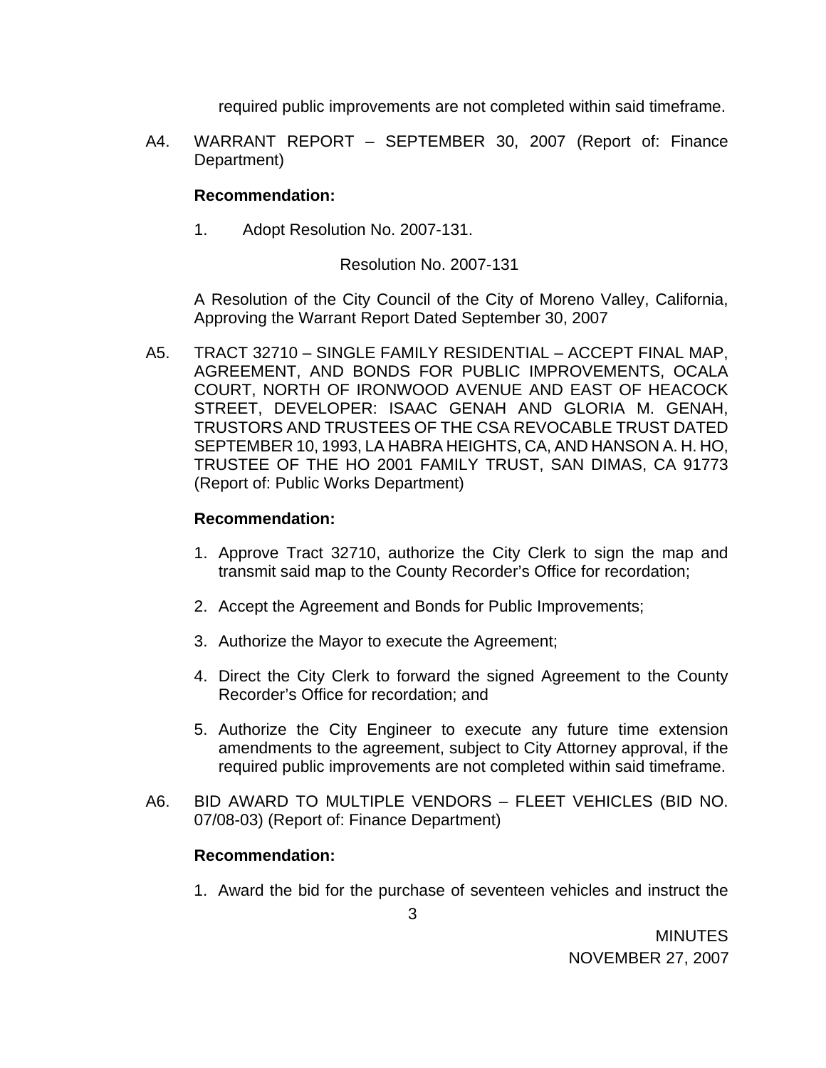required public improvements are not completed within said timeframe.

A4. WARRANT REPORT – SEPTEMBER 30, 2007 (Report of: Finance Department)

**Recommendation:**

1. Adopt Resolution No. 2007-131.

Resolution No. 2007-131

A Resolution of the City Council of the City of Moreno Valley, California, Approving the Warrant Report Dated September 30, 2007

A5. TRACT 32710 – SINGLE FAMILY RESIDENTIAL – ACCEPT FINAL MAP, AGREEMENT, AND BONDS FOR PUBLIC IMPROVEMENTS, OCALA COURT, NORTH OF IRONWOOD AVENUE AND EAST OF HEACOCK STREET, DEVELOPER: ISAAC GENAH AND GLORIA M. GENAH, TRUSTORS AND TRUSTEES OF THE CSA REVOCABLE TRUST DATED SEPTEMBER 10, 1993, LA HABRA HEIGHTS, CA, AND HANSON A. H. HO, TRUSTEE OF THE HO 2001 FAMILY TRUST, SAN DIMAS, CA 91773 (Report of: Public Works Department)

**Recommendation:**

1. Approve Tract 32710, authorize the City Clerk to sign the map and transmit said map to the County Recorder's Office for recordation;
2. Accept the Agreement and Bonds for Public Improvements;
3. Authorize the Mayor to execute the Agreement;
4. Direct the City Clerk to forward the signed Agreement to the County Recorder's Office for recordation; and
5. Authorize the City Engineer to execute any future time extension amendments to the agreement, subject to City Attorney approval, if the required public improvements are not completed within said timeframe.

A6. BID AWARD TO MULTIPLE VENDORS – FLEET VEHICLES (BID NO. 07/08-03) (Report of: Finance Department)

**Recommendation:**

1. Award the bid for the purchase of seventeen vehicles and instruct the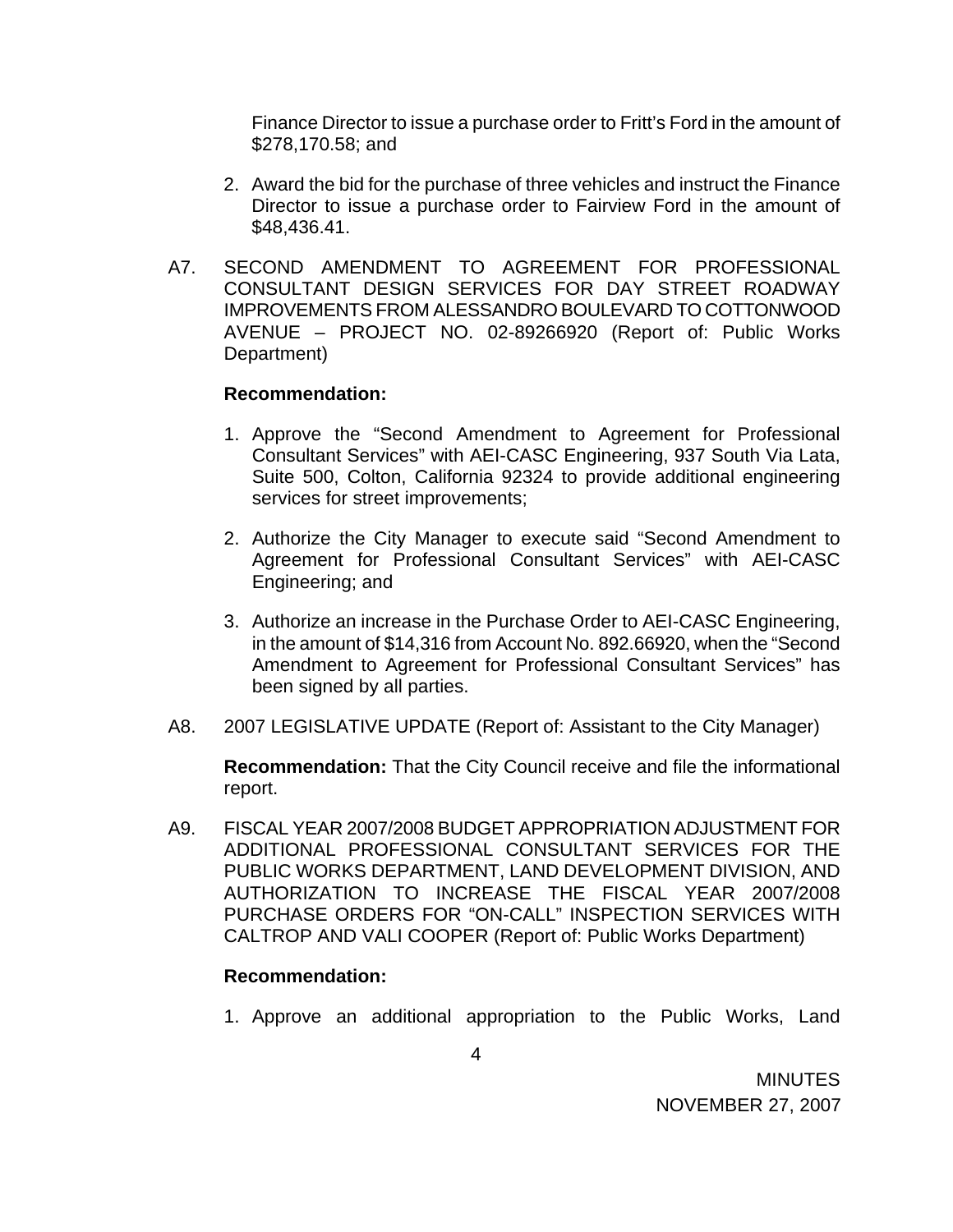Finance Director to issue a purchase order to Fritt's Ford in the amount of $278,170.58; and

2. Award the bid for the purchase of three vehicles and instruct the Finance Director to issue a purchase order to Fairview Ford in the amount of $48,436.41.

A7. SECOND AMENDMENT TO AGREEMENT FOR PROFESSIONAL CONSULTANT DESIGN SERVICES FOR DAY STREET ROADWAY IMPROVEMENTS FROM ALESSANDRO BOULEVARD TO COTTONWOOD AVENUE – PROJECT NO. 02-89266920 (Report of: Public Works Department)

**Recommendation:**

1. Approve the "Second Amendment to Agreement for Professional Consultant Services" with AEI-CASC Engineering, 937 South Via Lata, Suite 500, Colton, California 92324 to provide additional engineering services for street improvements;

2. Authorize the City Manager to execute said "Second Amendment to Agreement for Professional Consultant Services" with AEI-CASC Engineering; and

3. Authorize an increase in the Purchase Order to AEI-CASC Engineering, in the amount of $14,316 from Account No. 892.66920, when the "Second Amendment to Agreement for Professional Consultant Services" has been signed by all parties.

A8. 2007 LEGISLATIVE UPDATE (Report of: Assistant to the City Manager)

**Recommendation:** That the City Council receive and file the informational report.

A9. FISCAL YEAR 2007/2008 BUDGET APPROPRIATION ADJUSTMENT FOR ADDITIONAL PROFESSIONAL CONSULTANT SERVICES FOR THE PUBLIC WORKS DEPARTMENT, LAND DEVELOPMENT DIVISION, AND AUTHORIZATION TO INCREASE THE FISCAL YEAR 2007/2008 PURCHASE ORDERS FOR "ON-CALL" INSPECTION SERVICES WITH CALTROP AND VALI COOPER (Report of: Public Works Department)

**Recommendation:**

1. Approve an additional appropriation to the Public Works, Land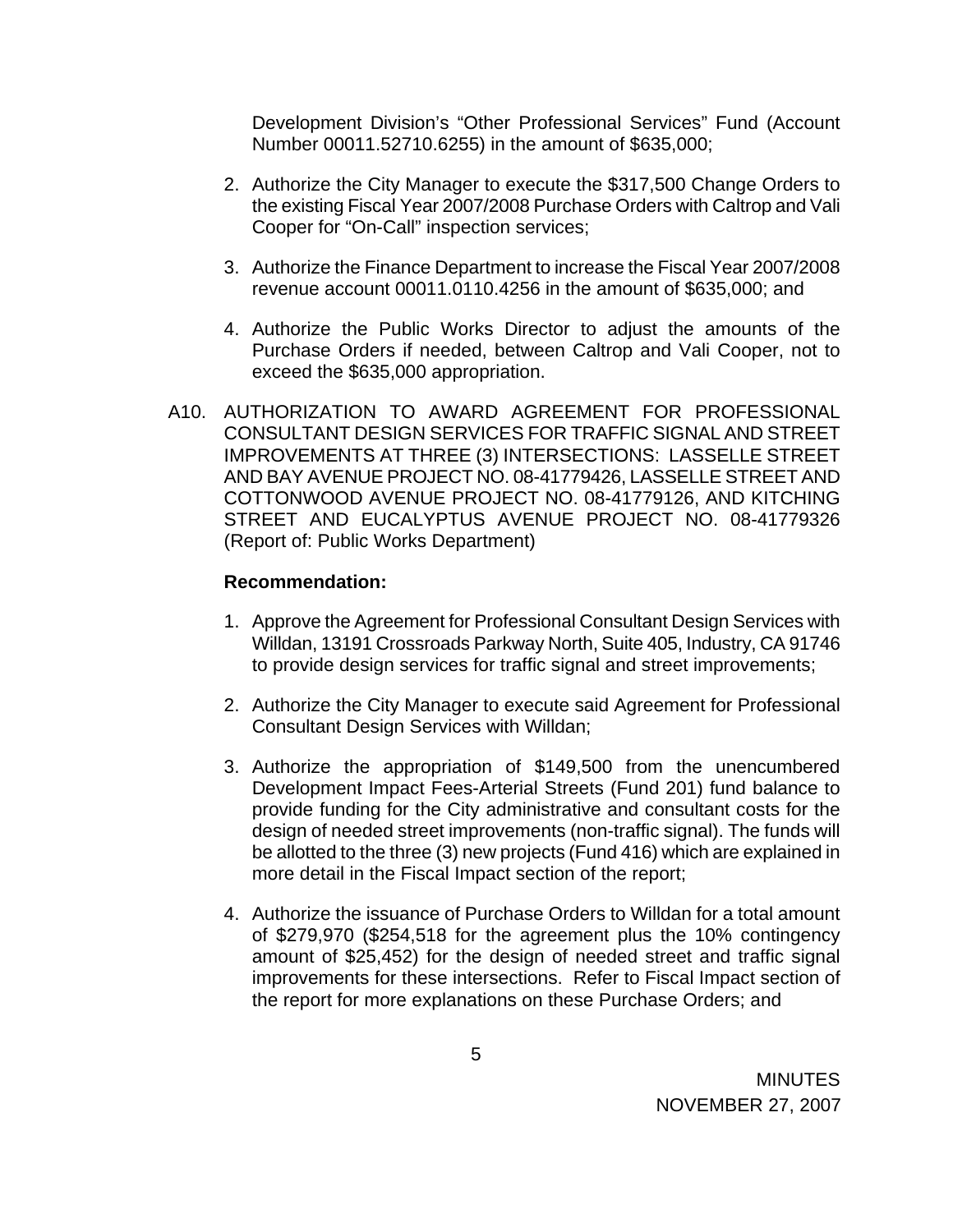Development Division's "Other Professional Services" Fund (Account Number 00011.52710.6255) in the amount of $635,000;

2. Authorize the City Manager to execute the $317,500 Change Orders to the existing Fiscal Year 2007/2008 Purchase Orders with Caltrop and Vali Cooper for "On-Call" inspection services;

3. Authorize the Finance Department to increase the Fiscal Year 2007/2008 revenue account 00011.0110.4256 in the amount of $635,000; and

4. Authorize the Public Works Director to adjust the amounts of the Purchase Orders if needed, between Caltrop and Vali Cooper, not to exceed the $635,000 appropriation.

A10. AUTHORIZATION TO AWARD AGREEMENT FOR PROFESSIONAL CONSULTANT DESIGN SERVICES FOR TRAFFIC SIGNAL AND STREET IMPROVEMENTS AT THREE (3) INTERSECTIONS: LASSELLE STREET AND BAY AVENUE PROJECT NO. 08-41779426, LASSELLE STREET AND COTTONWOOD AVENUE PROJECT NO. 08-41779126, AND KITCHING STREET AND EUCALYPTUS AVENUE PROJECT NO. 08-41779326 (Report of: Public Works Department)

**Recommendation:**

1. Approve the Agreement for Professional Consultant Design Services with Willdan, 13191 Crossroads Parkway North, Suite 405, Industry, CA 91746 to provide design services for traffic signal and street improvements;

2. Authorize the City Manager to execute said Agreement for Professional Consultant Design Services with Willdan;

3. Authorize the appropriation of $149,500 from the unencumbered Development Impact Fees-Arterial Streets (Fund 201) fund balance to provide funding for the City administrative and consultant costs for the design of needed street improvements (non-traffic signal). The funds will be allotted to the three (3) new projects (Fund 416) which are explained in more detail in the Fiscal Impact section of the report;

4. Authorize the issuance of Purchase Orders to Willdan for a total amount of $279,970 ($254,518 for the agreement plus the 10% contingency amount of $25,452) for the design of needed street and traffic signal improvements for these intersections. Refer to Fiscal Impact section of the report for more explanations on these Purchase Orders; and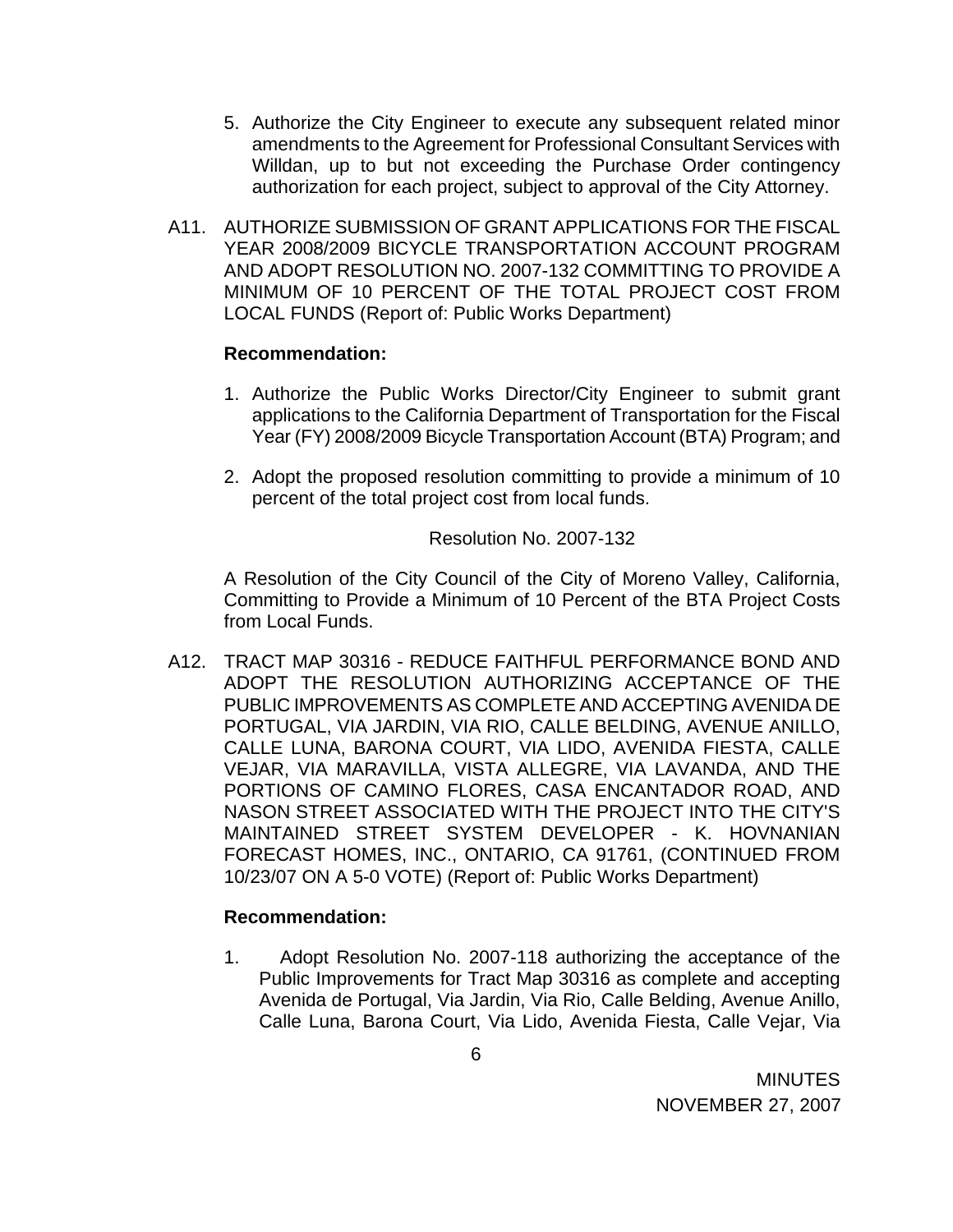5. Authorize the City Engineer to execute any subsequent related minor amendments to the Agreement for Professional Consultant Services with Willdan, up to but not exceeding the Purchase Order contingency authorization for each project, subject to approval of the City Attorney.

A11. AUTHORIZE SUBMISSION OF GRANT APPLICATIONS FOR THE FISCAL YEAR 2008/2009 BICYCLE TRANSPORTATION ACCOUNT PROGRAM AND ADOPT RESOLUTION NO. 2007-132 COMMITTING TO PROVIDE A MINIMUM OF 10 PERCENT OF THE TOTAL PROJECT COST FROM LOCAL FUNDS (Report of: Public Works Department)

**Recommendation:**

1. Authorize the Public Works Director/City Engineer to submit grant applications to the California Department of Transportation for the Fiscal Year (FY) 2008/2009 Bicycle Transportation Account (BTA) Program; and

2. Adopt the proposed resolution committing to provide a minimum of 10 percent of the total project cost from local funds.

Resolution No. 2007-132

A Resolution of the City Council of the City of Moreno Valley, California, Committing to Provide a Minimum of 10 Percent of the BTA Project Costs from Local Funds.

A12. TRACT MAP 30316 - REDUCE FAITHFUL PERFORMANCE BOND AND ADOPT THE RESOLUTION AUTHORIZING ACCEPTANCE OF THE PUBLIC IMPROVEMENTS AS COMPLETE AND ACCEPTING AVENIDA DE PORTUGAL, VIA JARDIN, VIA RIO, CALLE BELDING, AVENUE ANILLO, CALLE LUNA, BARONA COURT, VIA LIDO, AVENIDA FIESTA, CALLE VEJAR, VIA MARAVILLA, VISTA ALLEGRE, VIA LAVANDA, AND THE PORTIONS OF CAMINO FLORES, CASA ENCANTADOR ROAD, AND NASON STREET ASSOCIATED WITH THE PROJECT INTO THE CITY'S MAINTAINED STREET SYSTEM DEVELOPER - K. HOVNANIAN FORECAST HOMES, INC., ONTARIO, CA 91761, (CONTINUED FROM 10/23/07 ON A 5-0 VOTE) (Report of: Public Works Department)

**Recommendation:**

1. Adopt Resolution No. 2007-118 authorizing the acceptance of the Public Improvements for Tract Map 30316 as complete and accepting Avenida de Portugal, Via Jardin, Via Rio, Calle Belding, Avenue Anillo, Calle Luna, Barona Court, Via Lido, Avenida Fiesta, Calle Vejar, Via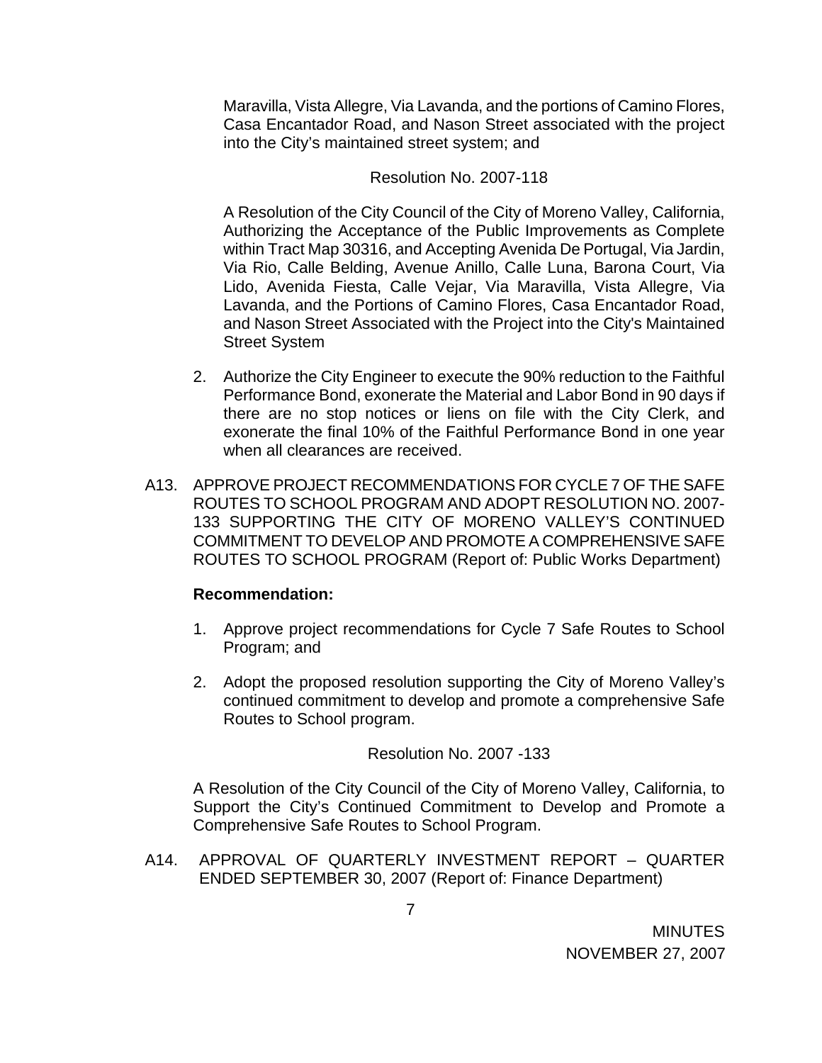Maravilla, Vista Allegre, Via Lavanda, and the portions of Camino Flores, Casa Encantador Road, and Nason Street associated with the project into the City's maintained street system; and

Resolution No. 2007-118

A Resolution of the City Council of the City of Moreno Valley, California, Authorizing the Acceptance of the Public Improvements as Complete within Tract Map 30316, and Accepting Avenida De Portugal, Via Jardin, Via Rio, Calle Belding, Avenue Anillo, Calle Luna, Barona Court, Via Lido, Avenida Fiesta, Calle Vejar, Via Maravilla, Vista Allegre, Via Lavanda, and the Portions of Camino Flores, Casa Encantador Road, and Nason Street Associated with the Project into the City's Maintained Street System

2. Authorize the City Engineer to execute the 90% reduction to the Faithful Performance Bond, exonerate the Material and Labor Bond in 90 days if there are no stop notices or liens on file with the City Clerk, and exonerate the final 10% of the Faithful Performance Bond in one year when all clearances are received.

A13. APPROVE PROJECT RECOMMENDATIONS FOR CYCLE 7 OF THE SAFE ROUTES TO SCHOOL PROGRAM AND ADOPT RESOLUTION NO. 2007-133 SUPPORTING THE CITY OF MORENO VALLEY'S CONTINUED COMMITMENT TO DEVELOP AND PROMOTE A COMPREHENSIVE SAFE ROUTES TO SCHOOL PROGRAM (Report of: Public Works Department)

**Recommendation:**

1. Approve project recommendations for Cycle 7 Safe Routes to School Program; and

2. Adopt the proposed resolution supporting the City of Moreno Valley's continued commitment to develop and promote a comprehensive Safe Routes to School program.

Resolution No. 2007 -133

A Resolution of the City Council of the City of Moreno Valley, California, to Support the City's Continued Commitment to Develop and Promote a Comprehensive Safe Routes to School Program.

A14. APPROVAL OF QUARTERLY INVESTMENT REPORT – QUARTER ENDED SEPTEMBER 30, 2007 (Report of: Finance Department)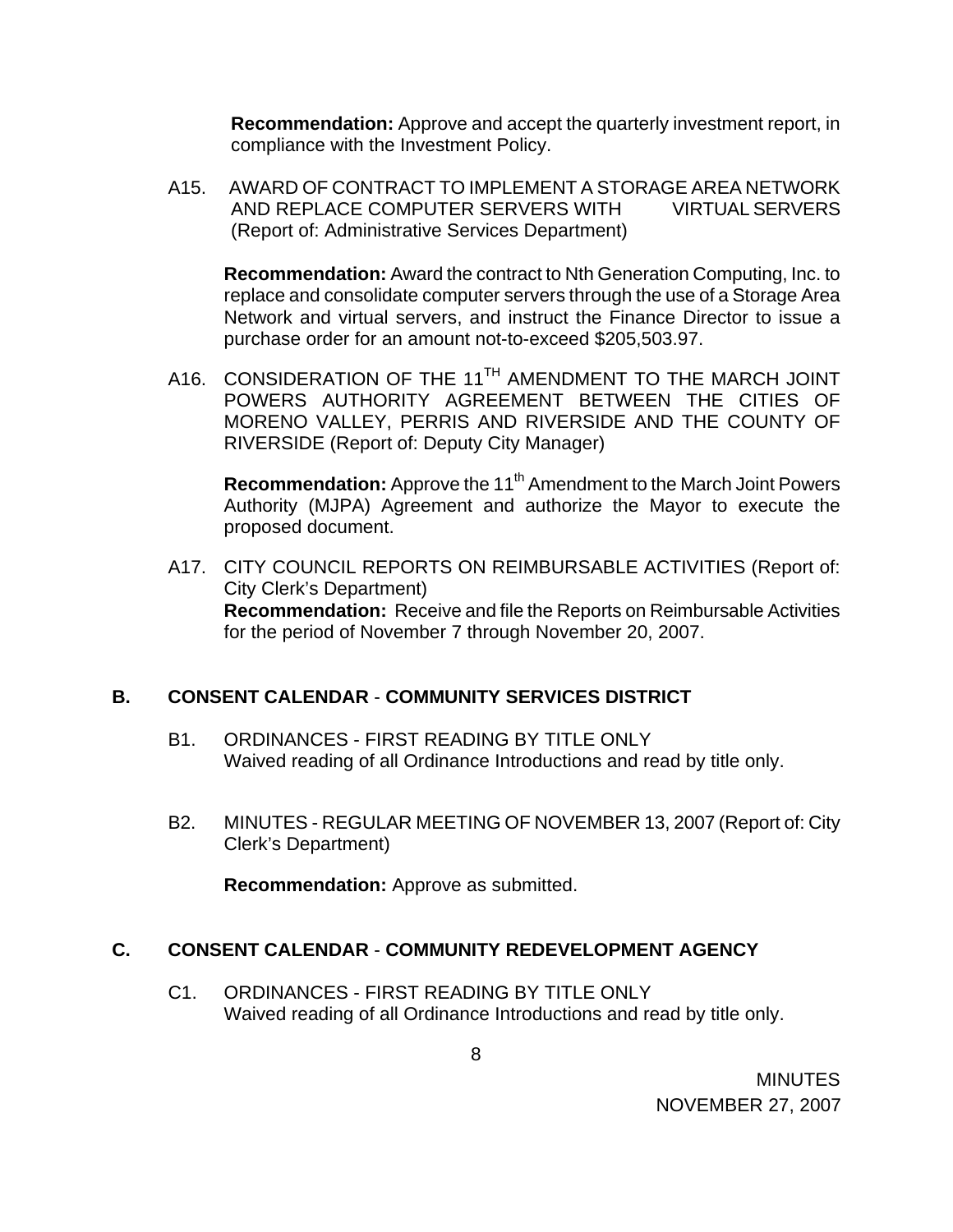**Recommendation:** Approve and accept the quarterly investment report, in compliance with the Investment Policy.

A15. AWARD OF CONTRACT TO IMPLEMENT A STORAGE AREA NETWORK AND REPLACE COMPUTER SERVERS WITH VIRTUAL SERVERS (Report of: Administrative Services Department)

**Recommendation:** Award the contract to Nth Generation Computing, Inc. to replace and consolidate computer servers through the use of a Storage Area Network and virtual servers, and instruct the Finance Director to issue a purchase order for an amount not-to-exceed $205,503.97.

A16. CONSIDERATION OF THE 11TH AMENDMENT TO THE MARCH JOINT POWERS AUTHORITY AGREEMENT BETWEEN THE CITIES OF MORENO VALLEY, PERRIS AND RIVERSIDE AND THE COUNTY OF RIVERSIDE (Report of: Deputy City Manager)

**Recommendation:** Approve the 11th Amendment to the March Joint Powers Authority (MJPA) Agreement and authorize the Mayor to execute the proposed document.

A17. CITY COUNCIL REPORTS ON REIMBURSABLE ACTIVITIES (Report of: City Clerk's Department)
**Recommendation:** Receive and file the Reports on Reimbursable Activities for the period of November 7 through November 20, 2007.

## B. CONSENT CALENDAR - COMMUNITY SERVICES DISTRICT

B1. ORDINANCES - FIRST READING BY TITLE ONLY
Waived reading of all Ordinance Introductions and read by title only.

B2. MINUTES - REGULAR MEETING OF NOVEMBER 13, 2007 (Report of: City Clerk's Department)

**Recommendation:** Approve as submitted.

## C. CONSENT CALENDAR - COMMUNITY REDEVELOPMENT AGENCY

C1. ORDINANCES - FIRST READING BY TITLE ONLY
Waived reading of all Ordinance Introductions and read by title only.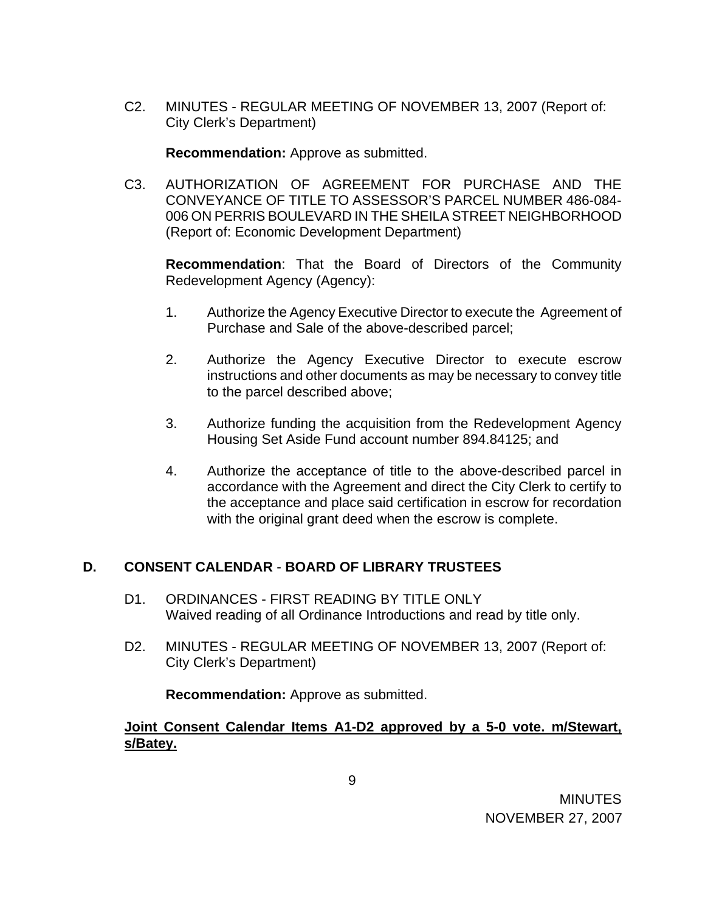C2. MINUTES - REGULAR MEETING OF NOVEMBER 13, 2007 (Report of: City Clerk's Department)

**Recommendation:** Approve as submitted.

C3. AUTHORIZATION OF AGREEMENT FOR PURCHASE AND THE CONVEYANCE OF TITLE TO ASSESSOR'S PARCEL NUMBER 486-084-006 ON PERRIS BOULEVARD IN THE SHEILA STREET NEIGHBORHOOD (Report of: Economic Development Department)

**Recommendation**: That the Board of Directors of the Community Redevelopment Agency (Agency):

1. Authorize the Agency Executive Director to execute the Agreement of Purchase and Sale of the above-described parcel;

2. Authorize the Agency Executive Director to execute escrow instructions and other documents as may be necessary to convey title to the parcel described above;

3. Authorize funding the acquisition from the Redevelopment Agency Housing Set Aside Fund account number 894.84125; and

4. Authorize the acceptance of title to the above-described parcel in accordance with the Agreement and direct the City Clerk to certify to the acceptance and place said certification in escrow for recordation with the original grant deed when the escrow is complete.

## D. CONSENT CALENDAR - BOARD OF LIBRARY TRUSTEES

D1. ORDINANCES - FIRST READING BY TITLE ONLY
Waived reading of all Ordinance Introductions and read by title only.

D2. MINUTES - REGULAR MEETING OF NOVEMBER 13, 2007 (Report of: City Clerk's Department)

**Recommendation:** Approve as submitted.

**Joint Consent Calendar Items A1-D2 approved by a 5-0 vote. m/Stewart, s/Batey.**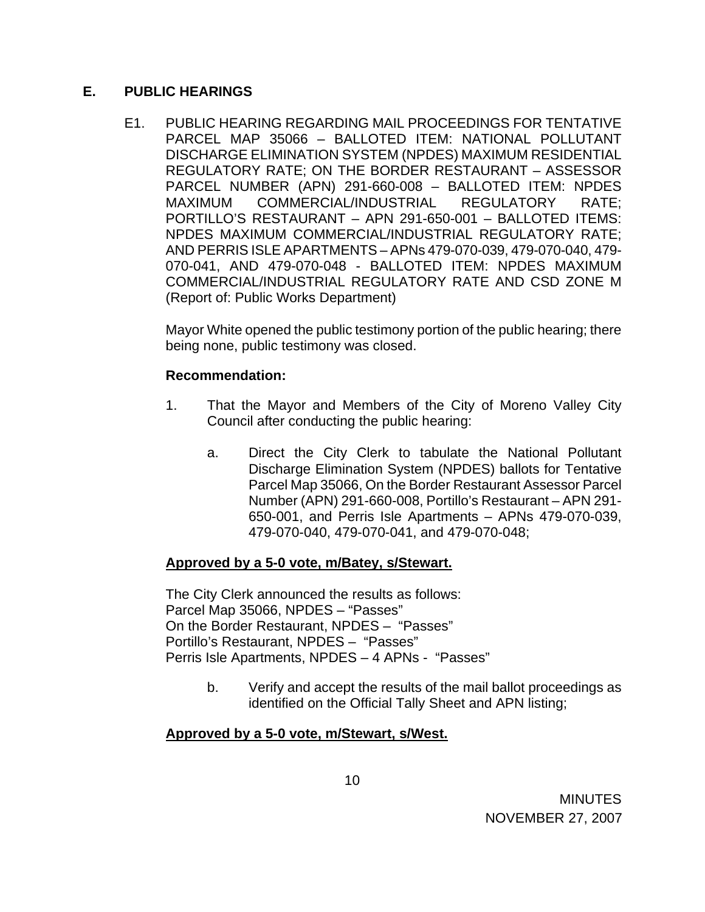## E. PUBLIC HEARINGS

E1. PUBLIC HEARING REGARDING MAIL PROCEEDINGS FOR TENTATIVE PARCEL MAP 35066 – BALLOTED ITEM: NATIONAL POLLUTANT DISCHARGE ELIMINATION SYSTEM (NPDES) MAXIMUM RESIDENTIAL REGULATORY RATE; ON THE BORDER RESTAURANT – ASSESSOR PARCEL NUMBER (APN) 291-660-008 – BALLOTED ITEM: NPDES MAXIMUM COMMERCIAL/INDUSTRIAL REGULATORY RATE; PORTILLO'S RESTAURANT – APN 291-650-001 – BALLOTED ITEMS: NPDES MAXIMUM COMMERCIAL/INDUSTRIAL REGULATORY RATE; AND PERRIS ISLE APARTMENTS – APNs 479-070-039, 479-070-040, 479-070-041, AND 479-070-048 - BALLOTED ITEM: NPDES MAXIMUM COMMERCIAL/INDUSTRIAL REGULATORY RATE AND CSD ZONE M (Report of: Public Works Department)

Mayor White opened the public testimony portion of the public hearing; there being none, public testimony was closed.

**Recommendation:**

1. That the Mayor and Members of the City of Moreno Valley City Council after conducting the public hearing:

   a. Direct the City Clerk to tabulate the National Pollutant Discharge Elimination System (NPDES) ballots for Tentative Parcel Map 35066, On the Border Restaurant Assessor Parcel Number (APN) 291-660-008, Portillo's Restaurant – APN 291-650-001, and Perris Isle Apartments – APNs 479-070-039, 479-070-040, 479-070-041, and 479-070-048;

**<u>Approved by a 5-0 vote, m/Batey, s/Stewart.</u>**

The City Clerk announced the results as follows:
Parcel Map 35066, NPDES – "Passes"
On the Border Restaurant, NPDES – "Passes"
Portillo's Restaurant, NPDES – "Passes"
Perris Isle Apartments, NPDES – 4 APNs - "Passes"

   b. Verify and accept the results of the mail ballot proceedings as identified on the Official Tally Sheet and APN listing;

**<u>Approved by a 5-0 vote, m/Stewart, s/West.</u>**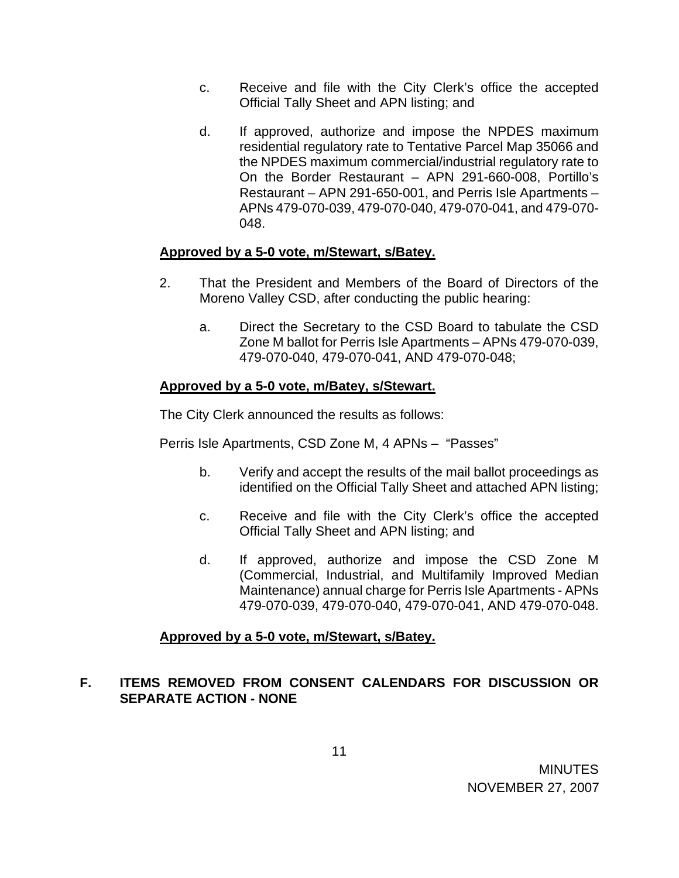c. Receive and file with the City Clerk's office the accepted Official Tally Sheet and APN listing; and

d. If approved, authorize and impose the NPDES maximum residential regulatory rate to Tentative Parcel Map 35066 and the NPDES maximum commercial/industrial regulatory rate to On the Border Restaurant – APN 291-660-008, Portillo's Restaurant – APN 291-650-001, and Perris Isle Apartments – APNs 479-070-039, 479-070-040, 479-070-041, and 479-070-048.

**Approved by a 5-0 vote, m/Stewart, s/Batey.**

2. That the President and Members of the Board of Directors of the Moreno Valley CSD, after conducting the public hearing:

   a. Direct the Secretary to the CSD Board to tabulate the CSD Zone M ballot for Perris Isle Apartments – APNs 479-070-039, 479-070-040, 479-070-041, AND 479-070-048;

**Approved by a 5-0 vote, m/Batey, s/Stewart.**

The City Clerk announced the results as follows:

Perris Isle Apartments, CSD Zone M, 4 APNs – "Passes"

   b. Verify and accept the results of the mail ballot proceedings as identified on the Official Tally Sheet and attached APN listing;

   c. Receive and file with the City Clerk's office the accepted Official Tally Sheet and APN listing; and

   d. If approved, authorize and impose the CSD Zone M (Commercial, Industrial, and Multifamily Improved Median Maintenance) annual charge for Perris Isle Apartments - APNs 479-070-039, 479-070-040, 479-070-041, AND 479-070-048.

**Approved by a 5-0 vote, m/Stewart, s/Batey.**

## F. ITEMS REMOVED FROM CONSENT CALENDARS FOR DISCUSSION OR SEPARATE ACTION - NONE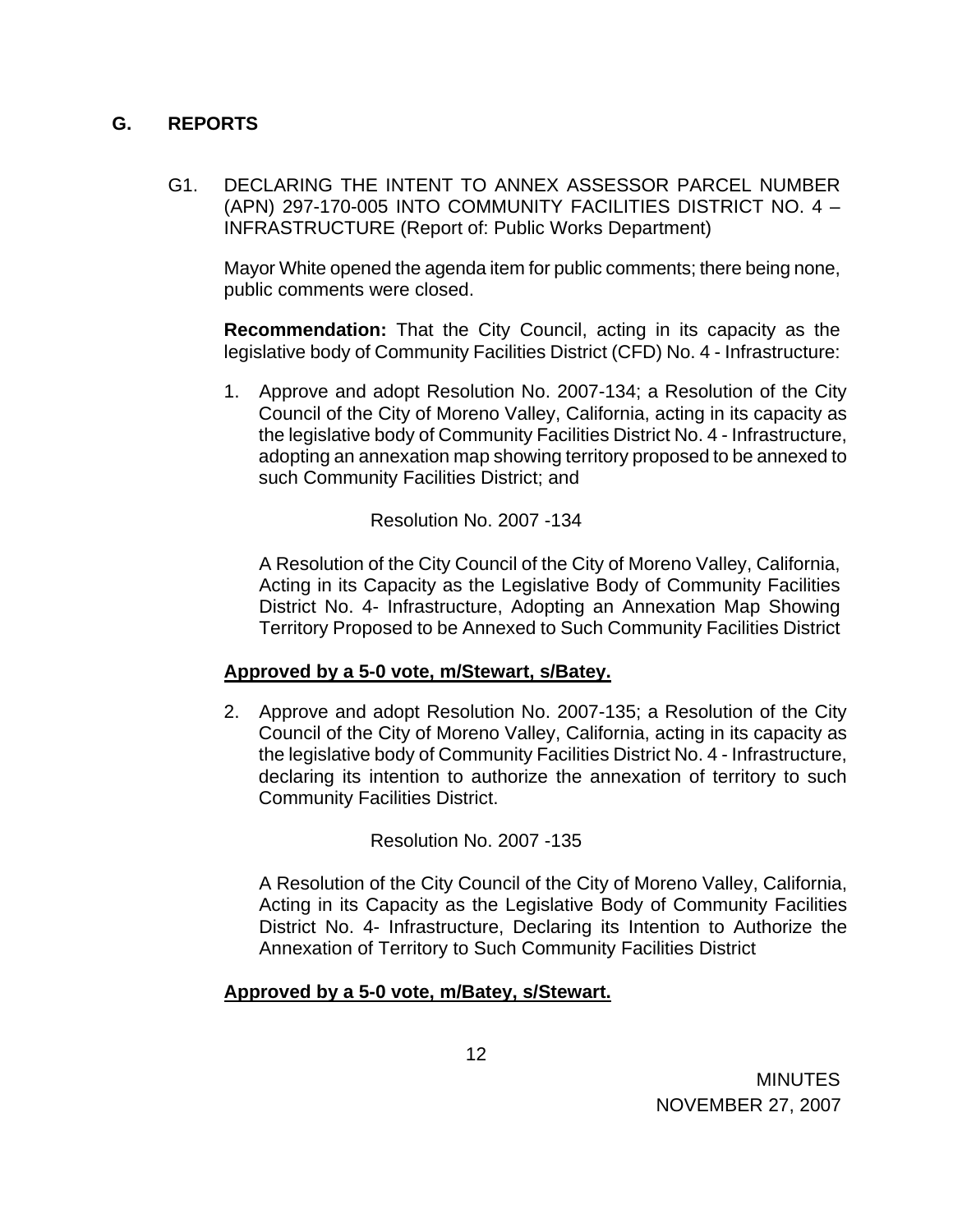## G. REPORTS

G1. DECLARING THE INTENT TO ANNEX ASSESSOR PARCEL NUMBER (APN) 297-170-005 INTO COMMUNITY FACILITIES DISTRICT NO. 4 – INFRASTRUCTURE (Report of: Public Works Department)

Mayor White opened the agenda item for public comments; there being none, public comments were closed.

**Recommendation:** That the City Council, acting in its capacity as the legislative body of Community Facilities District (CFD) No. 4 - Infrastructure:

1. Approve and adopt Resolution No. 2007-134; a Resolution of the City Council of the City of Moreno Valley, California, acting in its capacity as the legislative body of Community Facilities District No. 4 - Infrastructure, adopting an annexation map showing territory proposed to be annexed to such Community Facilities District; and

   Resolution No. 2007 -134

   A Resolution of the City Council of the City of Moreno Valley, California, Acting in its Capacity as the Legislative Body of Community Facilities District No. 4- Infrastructure, Adopting an Annexation Map Showing Territory Proposed to be Annexed to Such Community Facilities District

**Approved by a 5-0 vote, m/Stewart, s/Batey.**

2. Approve and adopt Resolution No. 2007-135; a Resolution of the City Council of the City of Moreno Valley, California, acting in its capacity as the legislative body of Community Facilities District No. 4 - Infrastructure, declaring its intention to authorize the annexation of territory to such Community Facilities District.

   Resolution No. 2007 -135

   A Resolution of the City Council of the City of Moreno Valley, California, Acting in its Capacity as the Legislative Body of Community Facilities District No. 4- Infrastructure, Declaring its Intention to Authorize the Annexation of Territory to Such Community Facilities District

**Approved by a 5-0 vote, m/Batey, s/Stewart.**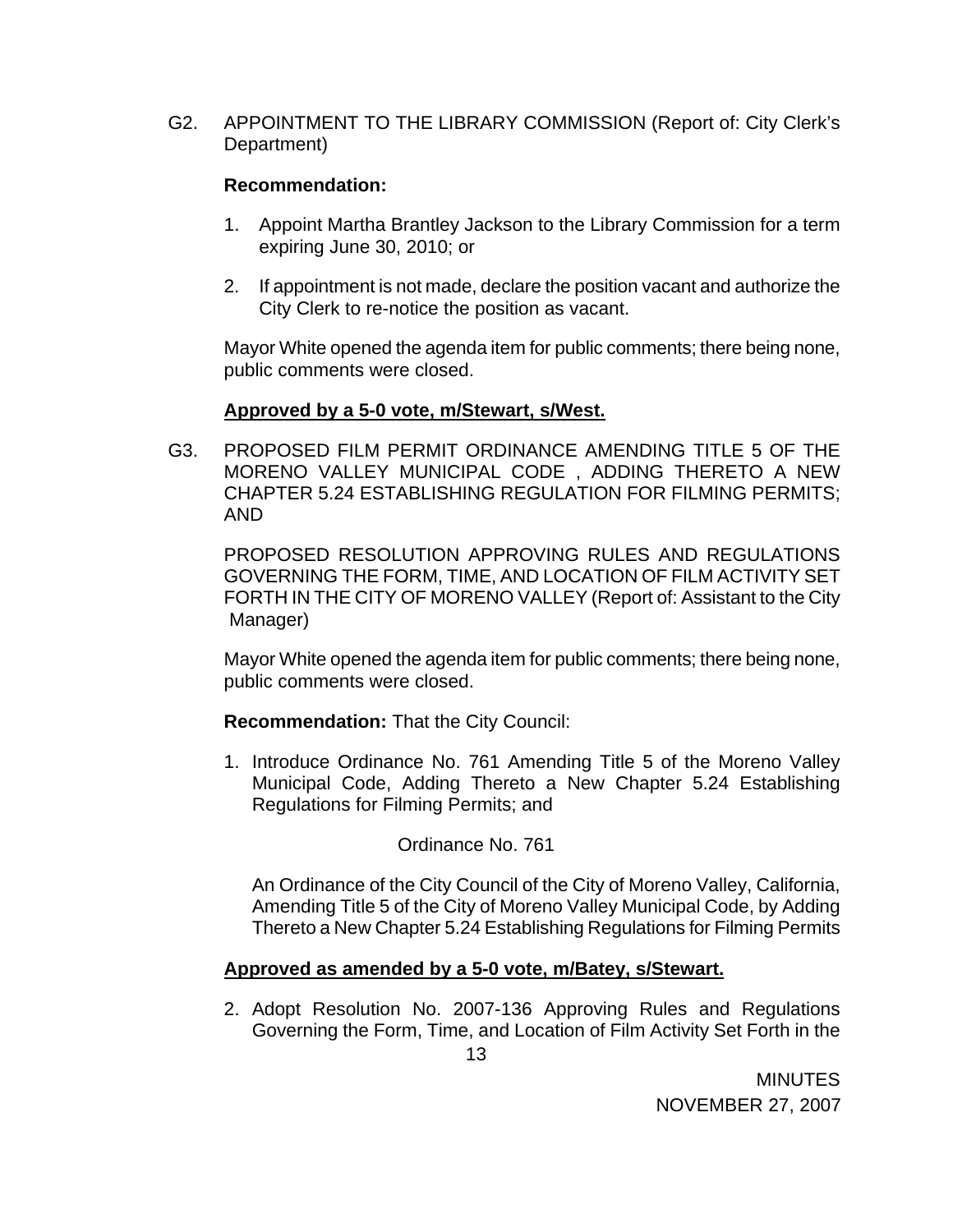G2. APPOINTMENT TO THE LIBRARY COMMISSION (Report of: City Clerk's Department)

**Recommendation:**

1. Appoint Martha Brantley Jackson to the Library Commission for a term expiring June 30, 2010; or

2. If appointment is not made, declare the position vacant and authorize the City Clerk to re-notice the position as vacant.

Mayor White opened the agenda item for public comments; there being none, public comments were closed.

**Approved by a 5-0 vote, m/Stewart, s/West.**

G3. PROPOSED FILM PERMIT ORDINANCE AMENDING TITLE 5 OF THE MORENO VALLEY MUNICIPAL CODE , ADDING THERETO A NEW CHAPTER 5.24 ESTABLISHING REGULATION FOR FILMING PERMITS; AND

PROPOSED RESOLUTION APPROVING RULES AND REGULATIONS GOVERNING THE FORM, TIME, AND LOCATION OF FILM ACTIVITY SET FORTH IN THE CITY OF MORENO VALLEY (Report of: Assistant to the City Manager)

Mayor White opened the agenda item for public comments; there being none, public comments were closed.

**Recommendation:** That the City Council:

1. Introduce Ordinance No. 761 Amending Title 5 of the Moreno Valley Municipal Code, Adding Thereto a New Chapter 5.24 Establishing Regulations for Filming Permits; and

Ordinance No. 761

An Ordinance of the City Council of the City of Moreno Valley, California, Amending Title 5 of the City of Moreno Valley Municipal Code, by Adding Thereto a New Chapter 5.24 Establishing Regulations for Filming Permits

**Approved as amended by a 5-0 vote, m/Batey, s/Stewart.**

2. Adopt Resolution No. 2007-136 Approving Rules and Regulations Governing the Form, Time, and Location of Film Activity Set Forth in the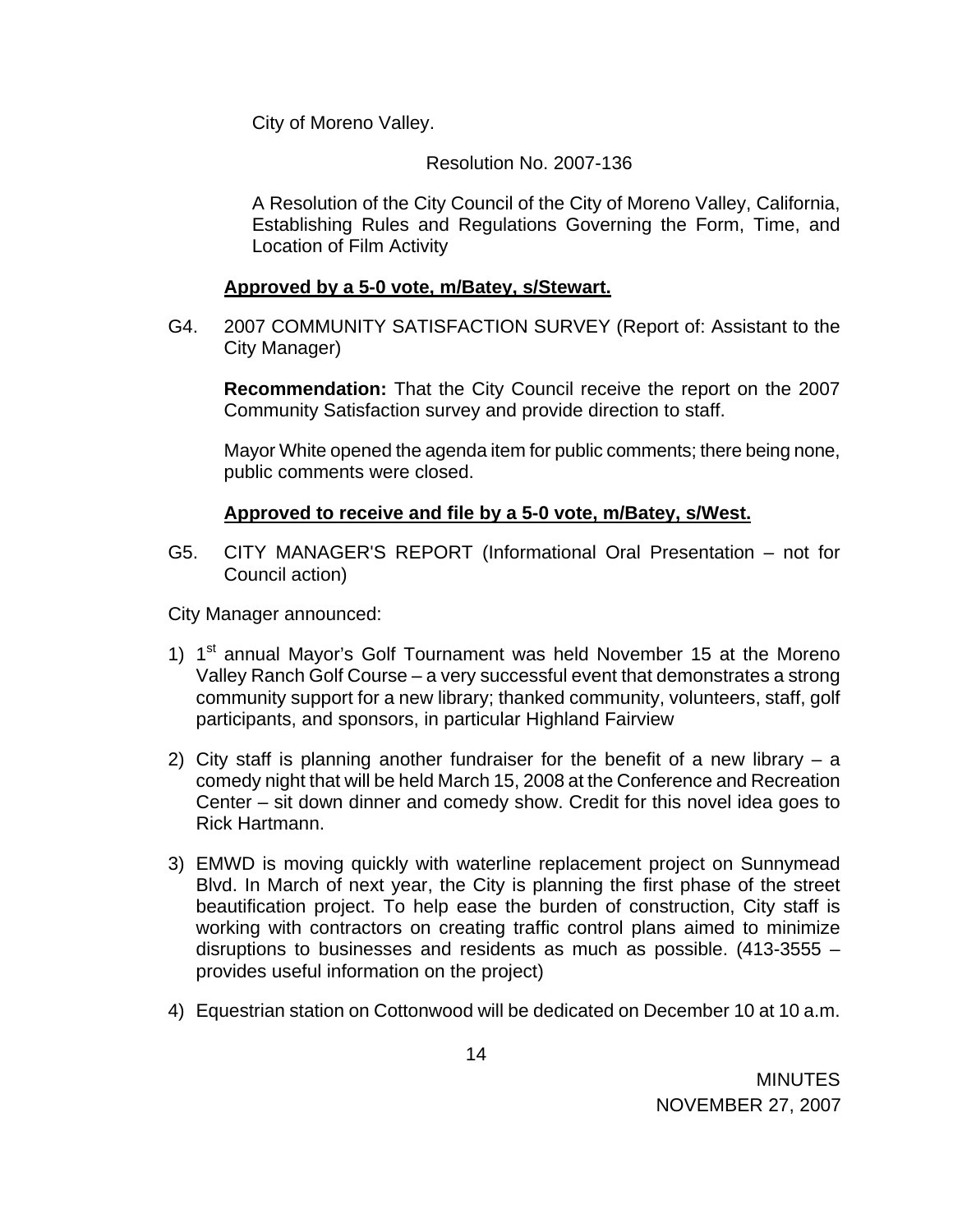City of Moreno Valley.

Resolution No. 2007-136

A Resolution of the City Council of the City of Moreno Valley, California, Establishing Rules and Regulations Governing the Form, Time, and Location of Film Activity

**Approved by a 5-0 vote, m/Batey, s/Stewart.**

G4. 2007 COMMUNITY SATISFACTION SURVEY (Report of: Assistant to the City Manager)

**Recommendation:** That the City Council receive the report on the 2007 Community Satisfaction survey and provide direction to staff.

Mayor White opened the agenda item for public comments; there being none, public comments were closed.

**Approved to receive and file by a 5-0 vote, m/Batey, s/West.**

G5. CITY MANAGER'S REPORT (Informational Oral Presentation – not for Council action)

City Manager announced:

1) 1st annual Mayor's Golf Tournament was held November 15 at the Moreno Valley Ranch Golf Course – a very successful event that demonstrates a strong community support for a new library; thanked community, volunteers, staff, golf participants, and sponsors, in particular Highland Fairview

2) City staff is planning another fundraiser for the benefit of a new library – a comedy night that will be held March 15, 2008 at the Conference and Recreation Center – sit down dinner and comedy show. Credit for this novel idea goes to Rick Hartmann.

3) EMWD is moving quickly with waterline replacement project on Sunnymead Blvd. In March of next year, the City is planning the first phase of the street beautification project. To help ease the burden of construction, City staff is working with contractors on creating traffic control plans aimed to minimize disruptions to businesses and residents as much as possible. (413-3555 – provides useful information on the project)

4) Equestrian station on Cottonwood will be dedicated on December 10 at 10 a.m.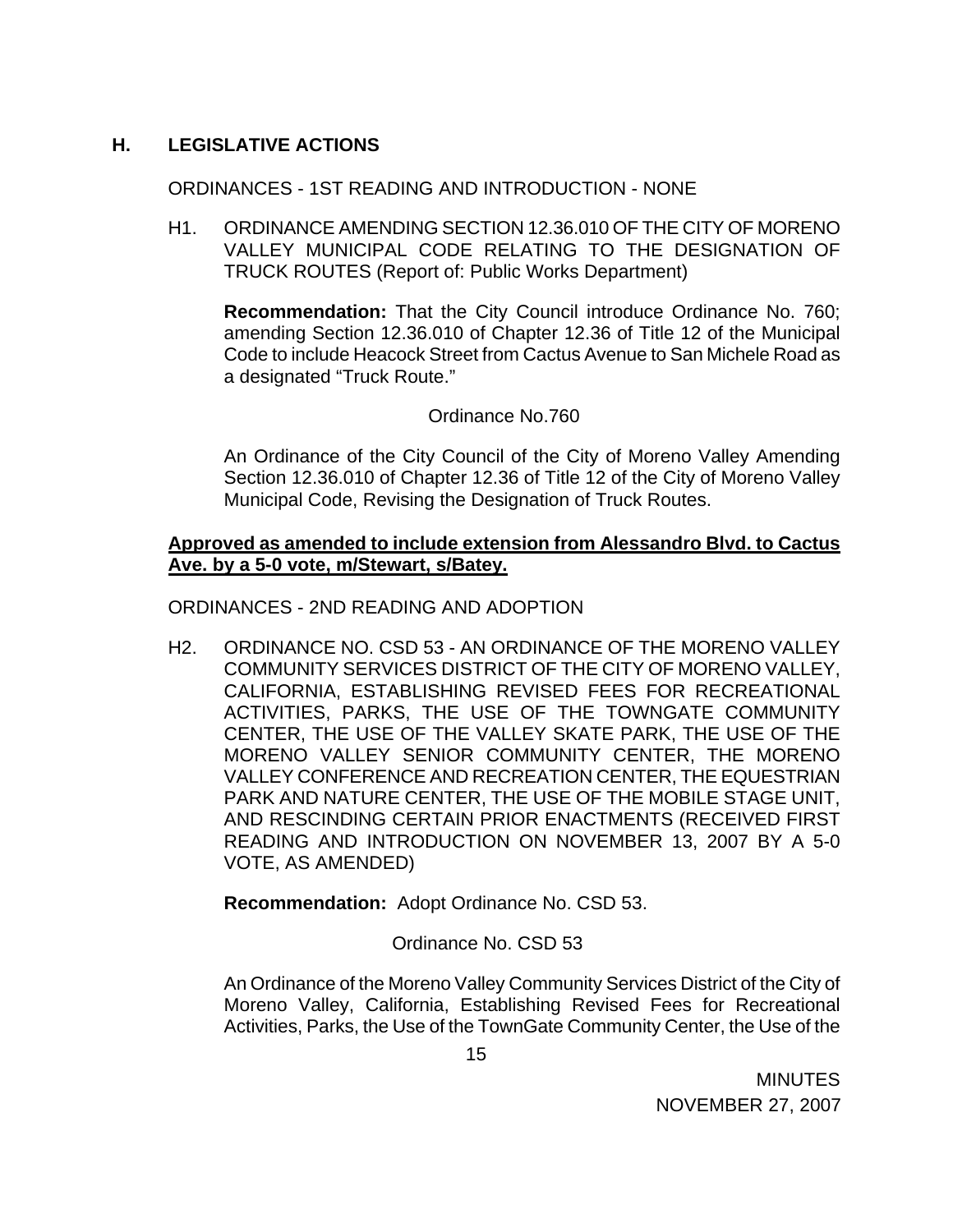## H. LEGISLATIVE ACTIONS

ORDINANCES - 1ST READING AND INTRODUCTION - NONE

H1. ORDINANCE AMENDING SECTION 12.36.010 OF THE CITY OF MORENO VALLEY MUNICIPAL CODE RELATING TO THE DESIGNATION OF TRUCK ROUTES (Report of: Public Works Department)

**Recommendation:** That the City Council introduce Ordinance No. 760; amending Section 12.36.010 of Chapter 12.36 of Title 12 of the Municipal Code to include Heacock Street from Cactus Avenue to San Michele Road as a designated "Truck Route."

Ordinance No.760

An Ordinance of the City Council of the City of Moreno Valley Amending Section 12.36.010 of Chapter 12.36 of Title 12 of the City of Moreno Valley Municipal Code, Revising the Designation of Truck Routes.

**Approved as amended to include extension from Alessandro Blvd. to Cactus Ave. by a 5-0 vote, m/Stewart, s/Batey.**

ORDINANCES - 2ND READING AND ADOPTION

H2. ORDINANCE NO. CSD 53 - AN ORDINANCE OF THE MORENO VALLEY COMMUNITY SERVICES DISTRICT OF THE CITY OF MORENO VALLEY, CALIFORNIA, ESTABLISHING REVISED FEES FOR RECREATIONAL ACTIVITIES, PARKS, THE USE OF THE TOWNGATE COMMUNITY CENTER, THE USE OF THE VALLEY SKATE PARK, THE USE OF THE MORENO VALLEY SENIOR COMMUNITY CENTER, THE MORENO VALLEY CONFERENCE AND RECREATION CENTER, THE EQUESTRIAN PARK AND NATURE CENTER, THE USE OF THE MOBILE STAGE UNIT, AND RESCINDING CERTAIN PRIOR ENACTMENTS (RECEIVED FIRST READING AND INTRODUCTION ON NOVEMBER 13, 2007 BY A 5-0 VOTE, AS AMENDED)

**Recommendation:** Adopt Ordinance No. CSD 53.

Ordinance No. CSD 53

An Ordinance of the Moreno Valley Community Services District of the City of Moreno Valley, California, Establishing Revised Fees for Recreational Activities, Parks, the Use of the TownGate Community Center, the Use of the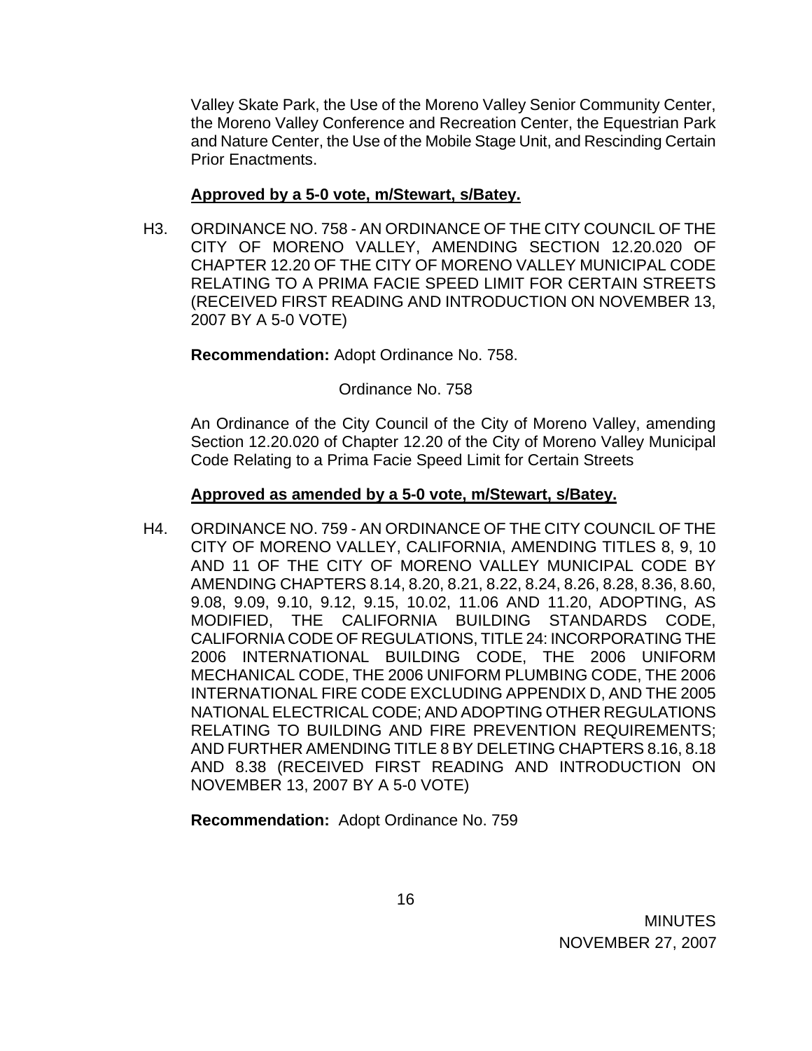Valley Skate Park, the Use of the Moreno Valley Senior Community Center, the Moreno Valley Conference and Recreation Center, the Equestrian Park and Nature Center, the Use of the Mobile Stage Unit, and Rescinding Certain Prior Enactments.

**Approved by a 5-0 vote, m/Stewart, s/Batey.**

H3. ORDINANCE NO. 758 - AN ORDINANCE OF THE CITY COUNCIL OF THE CITY OF MORENO VALLEY, AMENDING SECTION 12.20.020 OF CHAPTER 12.20 OF THE CITY OF MORENO VALLEY MUNICIPAL CODE RELATING TO A PRIMA FACIE SPEED LIMIT FOR CERTAIN STREETS (RECEIVED FIRST READING AND INTRODUCTION ON NOVEMBER 13, 2007 BY A 5-0 VOTE)

**Recommendation:** Adopt Ordinance No. 758.

Ordinance No. 758

An Ordinance of the City Council of the City of Moreno Valley, amending Section 12.20.020 of Chapter 12.20 of the City of Moreno Valley Municipal Code Relating to a Prima Facie Speed Limit for Certain Streets

**Approved as amended by a 5-0 vote, m/Stewart, s/Batey.**

H4. ORDINANCE NO. 759 - AN ORDINANCE OF THE CITY COUNCIL OF THE CITY OF MORENO VALLEY, CALIFORNIA, AMENDING TITLES 8, 9, 10 AND 11 OF THE CITY OF MORENO VALLEY MUNICIPAL CODE BY AMENDING CHAPTERS 8.14, 8.20, 8.21, 8.22, 8.24, 8.26, 8.28, 8.36, 8.60, 9.08, 9.09, 9.10, 9.12, 9.15, 10.02, 11.06 AND 11.20, ADOPTING, AS MODIFIED, THE CALIFORNIA BUILDING STANDARDS CODE, CALIFORNIA CODE OF REGULATIONS, TITLE 24: INCORPORATING THE 2006 INTERNATIONAL BUILDING CODE, THE 2006 UNIFORM MECHANICAL CODE, THE 2006 UNIFORM PLUMBING CODE, THE 2006 INTERNATIONAL FIRE CODE EXCLUDING APPENDIX D, AND THE 2005 NATIONAL ELECTRICAL CODE; AND ADOPTING OTHER REGULATIONS RELATING TO BUILDING AND FIRE PREVENTION REQUIREMENTS; AND FURTHER AMENDING TITLE 8 BY DELETING CHAPTERS 8.16, 8.18 AND 8.38 (RECEIVED FIRST READING AND INTRODUCTION ON NOVEMBER 13, 2007 BY A 5-0 VOTE)

**Recommendation:** Adopt Ordinance No. 759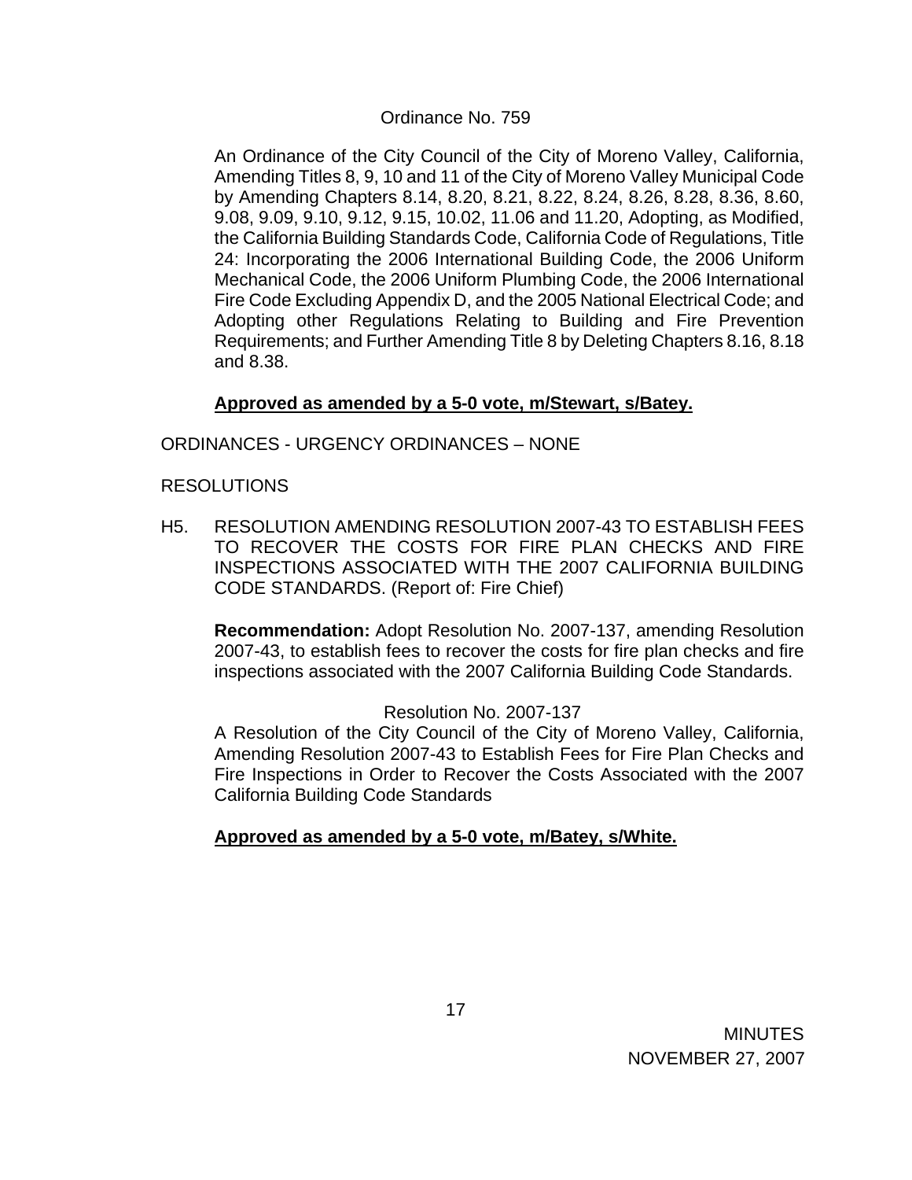Ordinance No. 759

An Ordinance of the City Council of the City of Moreno Valley, California, Amending Titles 8, 9, 10 and 11 of the City of Moreno Valley Municipal Code by Amending Chapters 8.14, 8.20, 8.21, 8.22, 8.24, 8.26, 8.28, 8.36, 8.60, 9.08, 9.09, 9.10, 9.12, 9.15, 10.02, 11.06 and 11.20, Adopting, as Modified, the California Building Standards Code, California Code of Regulations, Title 24: Incorporating the 2006 International Building Code, the 2006 Uniform Mechanical Code, the 2006 Uniform Plumbing Code, the 2006 International Fire Code Excluding Appendix D, and the 2005 National Electrical Code; and Adopting other Regulations Relating to Building and Fire Prevention Requirements; and Further Amending Title 8 by Deleting Chapters 8.16, 8.18 and 8.38.

**Approved as amended by a 5-0 vote, m/Stewart, s/Batey.**

ORDINANCES - URGENCY ORDINANCES – NONE

RESOLUTIONS

H5. RESOLUTION AMENDING RESOLUTION 2007-43 TO ESTABLISH FEES TO RECOVER THE COSTS FOR FIRE PLAN CHECKS AND FIRE INSPECTIONS ASSOCIATED WITH THE 2007 CALIFORNIA BUILDING CODE STANDARDS. (Report of: Fire Chief)

**Recommendation:** Adopt Resolution No. 2007-137, amending Resolution 2007-43, to establish fees to recover the costs for fire plan checks and fire inspections associated with the 2007 California Building Code Standards.

Resolution No. 2007-137

A Resolution of the City Council of the City of Moreno Valley, California, Amending Resolution 2007-43 to Establish Fees for Fire Plan Checks and Fire Inspections in Order to Recover the Costs Associated with the 2007 California Building Code Standards

**Approved as amended by a 5-0 vote, m/Batey, s/White.**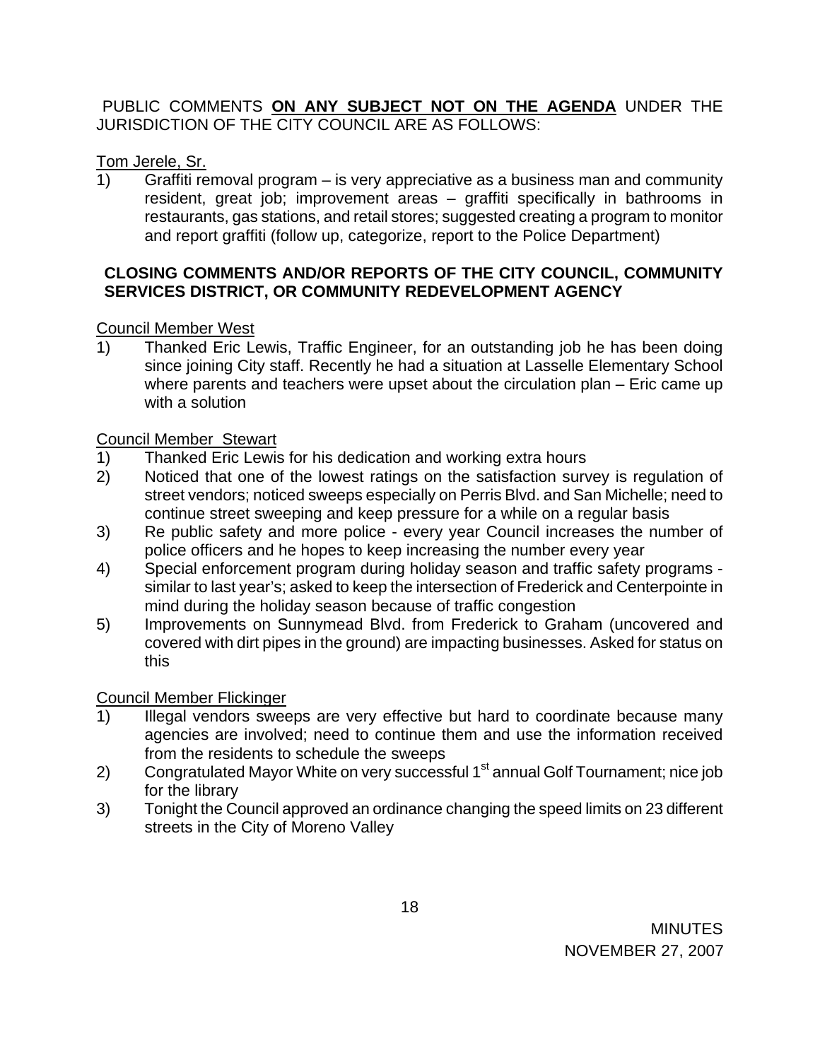PUBLIC COMMENTS **ON ANY SUBJECT NOT ON THE AGENDA** UNDER THE JURISDICTION OF THE CITY COUNCIL ARE AS FOLLOWS:

Tom Jerele, Sr.

1) Graffiti removal program – is very appreciative as a business man and community resident, great job; improvement areas – graffiti specifically in bathrooms in restaurants, gas stations, and retail stores; suggested creating a program to monitor and report graffiti (follow up, categorize, report to the Police Department)

**CLOSING COMMENTS AND/OR REPORTS OF THE CITY COUNCIL, COMMUNITY SERVICES DISTRICT, OR COMMUNITY REDEVELOPMENT AGENCY**

Council Member West

1) Thanked Eric Lewis, Traffic Engineer, for an outstanding job he has been doing since joining City staff. Recently he had a situation at Lasselle Elementary School where parents and teachers were upset about the circulation plan – Eric came up with a solution

Council Member Stewart

1) Thanked Eric Lewis for his dedication and working extra hours
2) Noticed that one of the lowest ratings on the satisfaction survey is regulation of street vendors; noticed sweeps especially on Perris Blvd. and San Michelle; need to continue street sweeping and keep pressure for a while on a regular basis
3) Re public safety and more police - every year Council increases the number of police officers and he hopes to keep increasing the number every year
4) Special enforcement program during holiday season and traffic safety programs - similar to last year's; asked to keep the intersection of Frederick and Centerpointe in mind during the holiday season because of traffic congestion
5) Improvements on Sunnymead Blvd. from Frederick to Graham (uncovered and covered with dirt pipes in the ground) are impacting businesses. Asked for status on this

Council Member Flickinger

1) Illegal vendors sweeps are very effective but hard to coordinate because many agencies are involved; need to continue them and use the information received from the residents to schedule the sweeps
2) Congratulated Mayor White on very successful 1st annual Golf Tournament; nice job for the library
3) Tonight the Council approved an ordinance changing the speed limits on 23 different streets in the City of Moreno Valley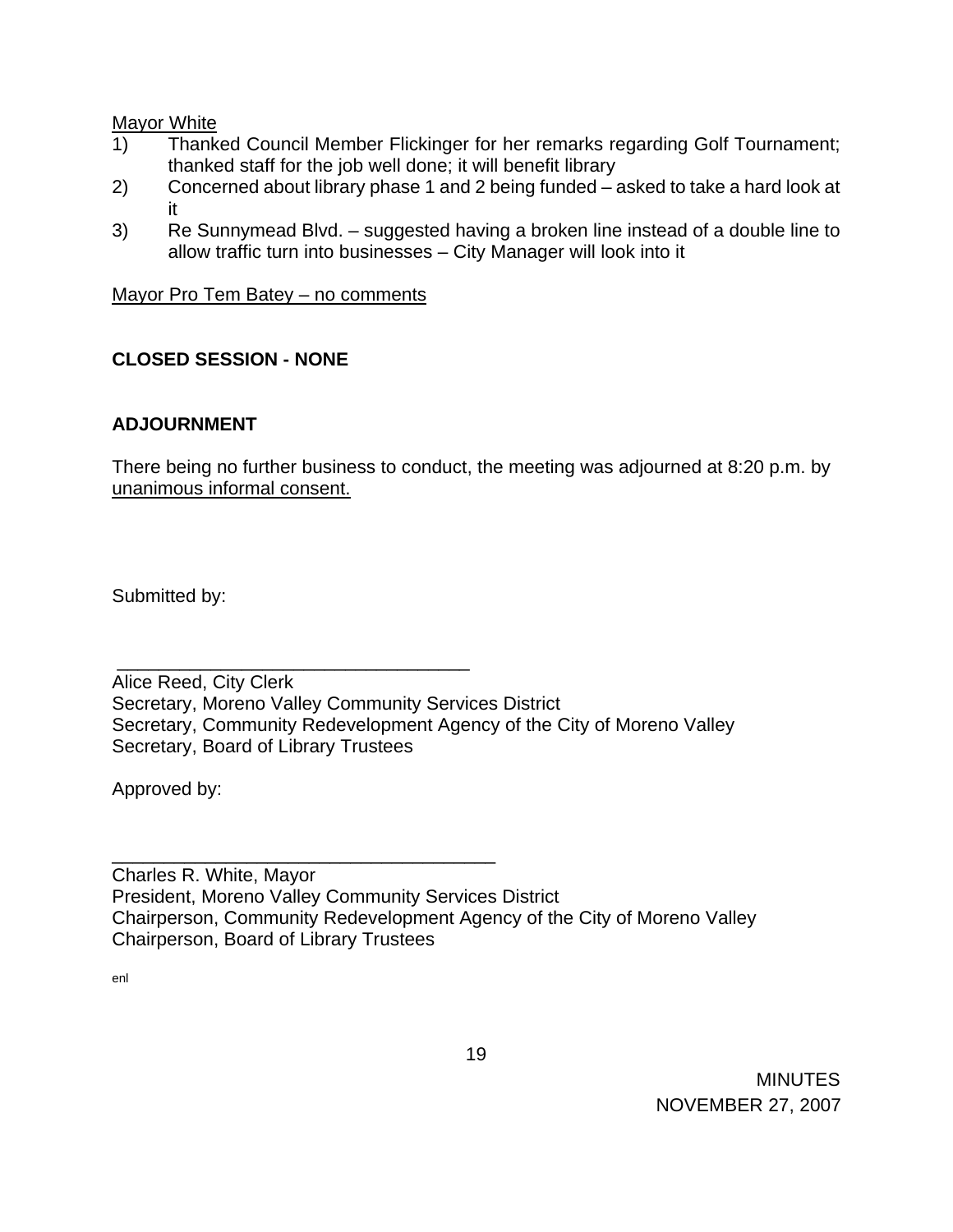Mayor White

1) Thanked Council Member Flickinger for her remarks regarding Golf Tournament; thanked staff for the job well done; it will benefit library
2) Concerned about library phase 1 and 2 being funded – asked to take a hard look at it
3) Re Sunnymead Blvd. – suggested having a broken line instead of a double line to allow traffic turn into businesses – City Manager will look into it

Mayor Pro Tem Batey – no comments

**CLOSED SESSION - NONE**

**ADJOURNMENT**

There being no further business to conduct, the meeting was adjourned at 8:20 p.m. by unanimous informal consent.

Submitted by:

\_\_\_\_\_\_\_\_\_\_\_\_\_\_\_\_\_\_\_\_\_\_\_\_\_\_\_\_\_\_\_\_\_\_\_
Alice Reed, City Clerk
Secretary, Moreno Valley Community Services District
Secretary, Community Redevelopment Agency of the City of Moreno Valley
Secretary, Board of Library Trustees

Approved by:

\_\_\_\_\_\_\_\_\_\_\_\_\_\_\_\_\_\_\_\_\_\_\_\_\_\_\_\_\_\_\_\_\_\_\_\_\_\_
Charles R. White, Mayor
President, Moreno Valley Community Services District
Chairperson, Community Redevelopment Agency of the City of Moreno Valley
Chairperson, Board of Library Trustees

enl